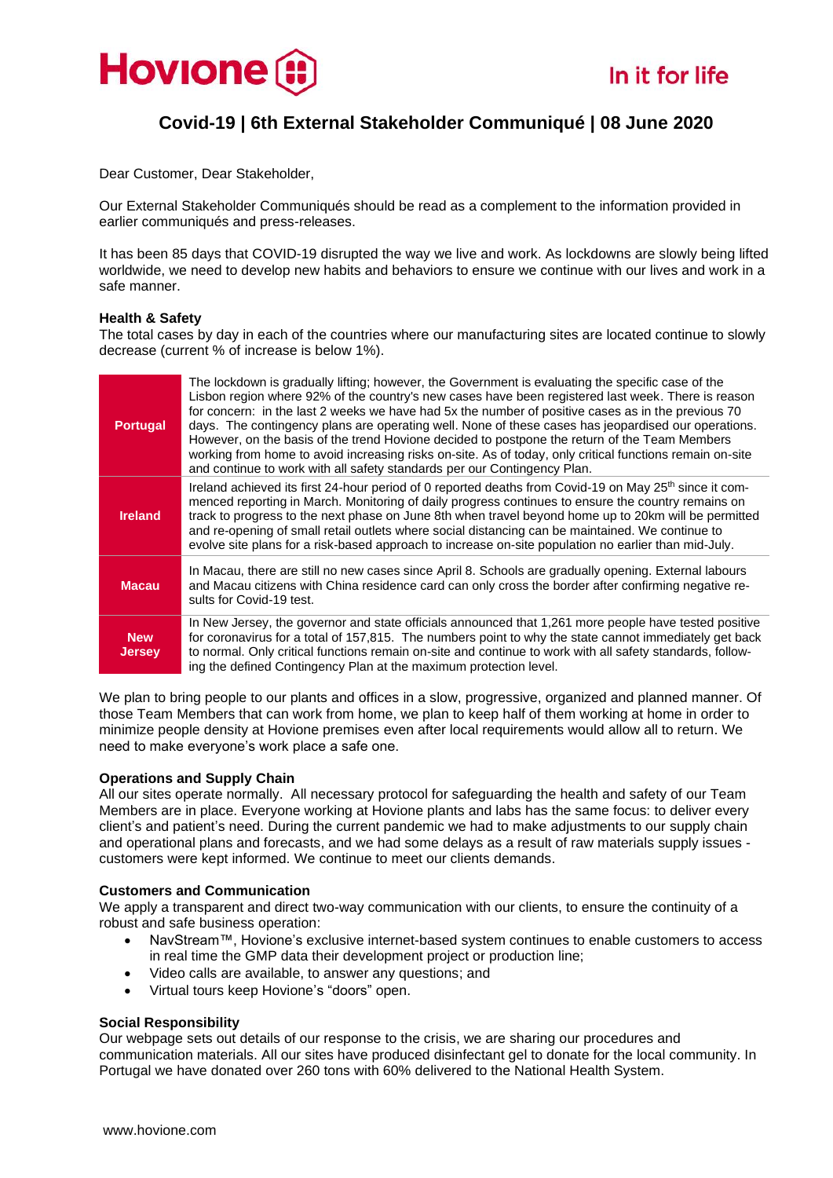Hovione In it for life

# Covid-19 | 6th External Stakeholder Communiqué | 08 June 2020

Dear Customer, Dear Stakeholder,

Our External Stakeholder Communiqués should be read as a complement to the information provided in earlier communiqués and press-releases.

It has been 85 days that COVID-19 disrupted the way we live and work. As lockdowns are slowly being lifted worldwide, we need to develop new habits and behaviors to ensure we continue with our lives and work in a safe manner.

### Health & Safety

The total cases by day in each of the countries where our manufacturing sites are located continue to slowly decrease (current % of increase is below 1%).

| | |
|---|---|
| **Portugal** | The lockdown is gradually lifting; however, the Government is evaluating the specific case of the Lisbon region where 92% of the country's new cases have been registered last week. There is reason for concern: in the last 2 weeks we have had 5x the number of positive cases as in the previous 70 days. The contingency plans are operating well. None of these cases has jeopardised our operations. However, on the basis of the trend Hovione decided to postpone the return of the Team Members working from home to avoid increasing risks on-site. As of today, only critical functions remain on-site and continue to work with all safety standards per our Contingency Plan. |
| **Ireland** | Ireland achieved its first 24-hour period of 0 reported deaths from Covid-19 on May 25th since it commenced reporting in March. Monitoring of daily progress continues to ensure the country remains on track to progress to the next phase on June 8th when travel beyond home up to 20km will be permitted and re-opening of small retail outlets where social distancing can be maintained. We continue to evolve site plans for a risk-based approach to increase on-site population no earlier than mid-July. |
| **Macau** | In Macau, there are still no new cases since April 8. Schools are gradually opening. External labours and Macau citizens with China residence card can only cross the border after confirming negative results for Covid-19 test. |
| **New Jersey** | In New Jersey, the governor and state officials announced that 1,261 more people have tested positive for coronavirus for a total of 157,815. The numbers point to why the state cannot immediately get back to normal. Only critical functions remain on-site and continue to work with all safety standards, following the defined Contingency Plan at the maximum protection level. |

We plan to bring people to our plants and offices in a slow, progressive, organized and planned manner. Of those Team Members that can work from home, we plan to keep half of them working at home in order to minimize people density at Hovione premises even after local requirements would allow all to return. We need to make everyone's work place a safe one.

### Operations and Supply Chain

All our sites operate normally. All necessary protocol for safeguarding the health and safety of our Team Members are in place. Everyone working at Hovione plants and labs has the same focus: to deliver every client's and patient's need. During the current pandemic we had to make adjustments to our supply chain and operational plans and forecasts, and we had some delays as a result of raw materials supply issues - customers were kept informed. We continue to meet our clients demands.

### Customers and Communication

We apply a transparent and direct two-way communication with our clients, to ensure the continuity of a robust and safe business operation:

- NavStream™, Hovione's exclusive internet-based system continues to enable customers to access in real time the GMP data their development project or production line;
- Video calls are available, to answer any questions; and
- Virtual tours keep Hovione's "doors" open.

### Social Responsibility

Our webpage sets out details of our response to the crisis, we are sharing our procedures and communication materials. All our sites have produced disinfectant gel to donate for the local community. In Portugal we have donated over 260 tons with 60% delivered to the National Health System.

www.hovione.com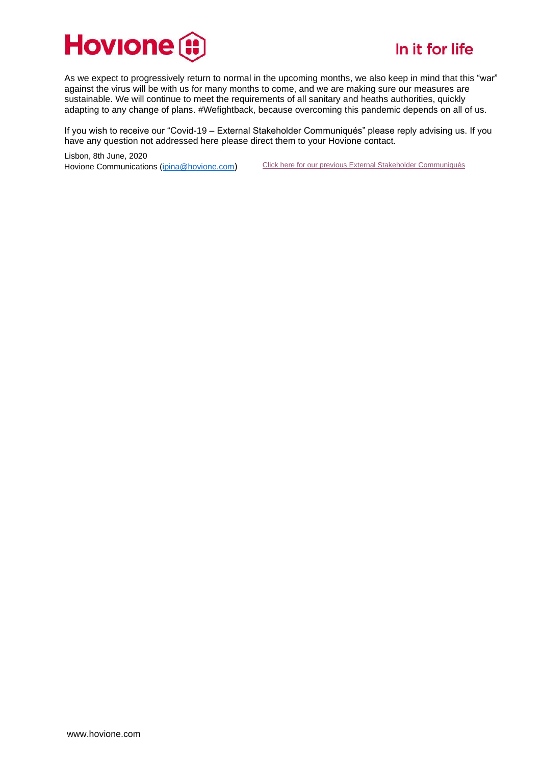As we expect to progressively return to normal in the upcoming months, we also keep in mind that this "war" against the virus will be with us for many months to come, and we are making sure our measures are sustainable. We will continue to meet the requirements of all sanitary and heaths authorities, quickly adapting to any change of plans. #Wefightback, because overcoming this pandemic depends on all of us.

If you wish to receive our "Covid-19 – External Stakeholder Communiqués" please reply advising us. If you have any question not addressed here please direct them to your Hovione contact.

Lisbon, 8th June, 2020
Hovione Communications (ipina@hovione.com)

Click here for our previous External Stakeholder Communiqués